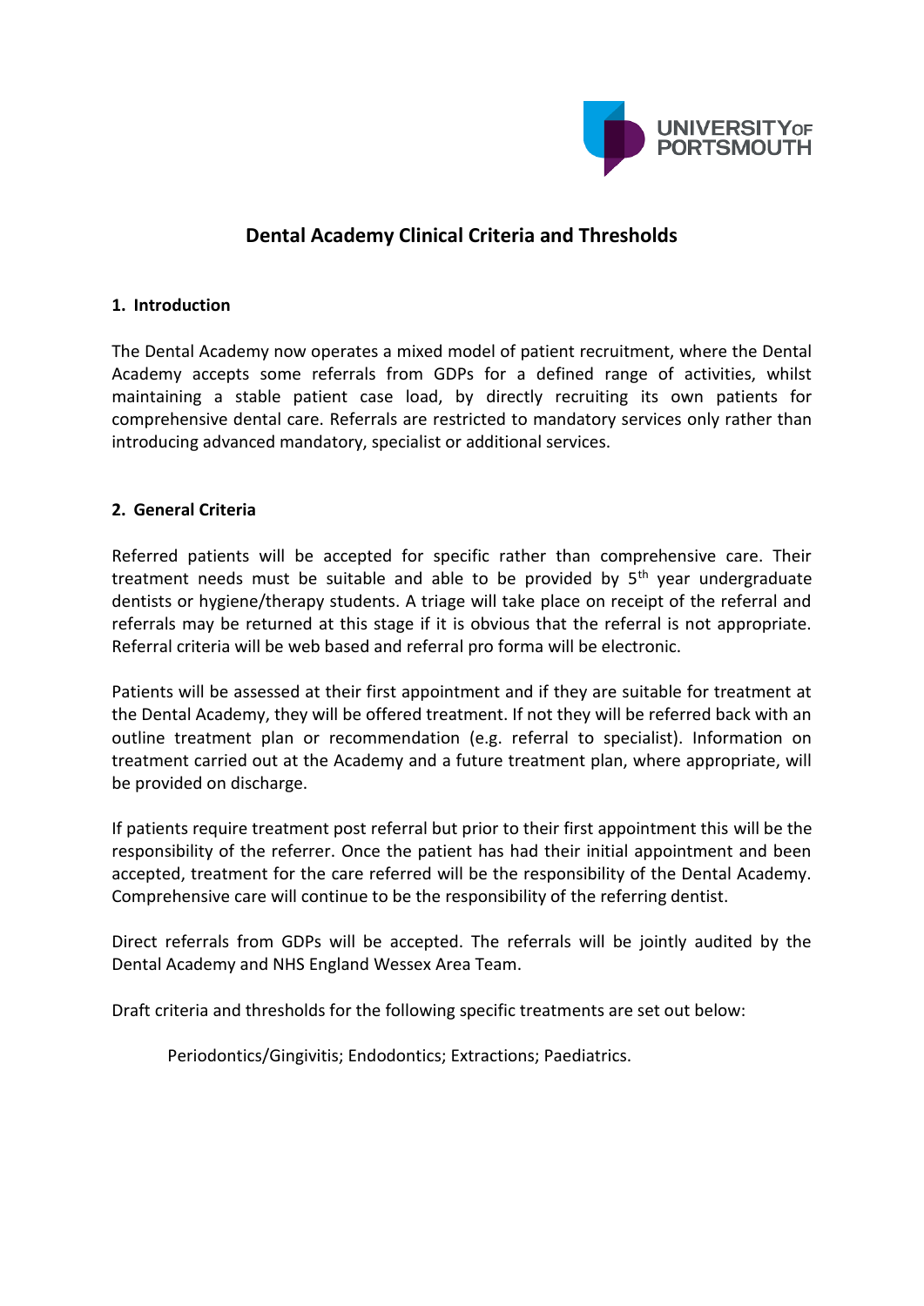# Dental Academy Clinical Criteria and Thresholds

## 1. Introduction

The Dental Academy now operates a mixed model of patient recruitment, where the Dental Academy accepts some referrals from GDPs for a defined range of activities, whilst maintaining a stable patient case load, by directly recruiting its own patients for comprehensive dental care. Referrals are restricted to mandatory services only rather than introducing advanced mandatory, specialist or additional services.

## 2. General Criteria

Referred patients will be accepted for specific rather than comprehensive care. Their treatment needs must be suitable and able to be provided by 5th year undergraduate dentists or hygiene/therapy students. A triage will take place on receipt of the referral and referrals may be returned at this stage if it is obvious that the referral is not appropriate. Referral criteria will be web based and referral pro forma will be electronic.

Patients will be assessed at their first appointment and if they are suitable for treatment at the Dental Academy, they will be offered treatment. If not they will be referred back with an outline treatment plan or recommendation (e.g. referral to specialist). Information on treatment carried out at the Academy and a future treatment plan, where appropriate, will be provided on discharge.

If patients require treatment post referral but prior to their first appointment this will be the responsibility of the referrer. Once the patient has had their initial appointment and been accepted, treatment for the care referred will be the responsibility of the Dental Academy. Comprehensive care will continue to be the responsibility of the referring dentist.

Direct referrals from GDPs will be accepted. The referrals will be jointly audited by the Dental Academy and NHS England Wessex Area Team.

Draft criteria and thresholds for the following specific treatments are set out below:

Periodontics/Gingivitis; Endodontics; Extractions; Paediatrics.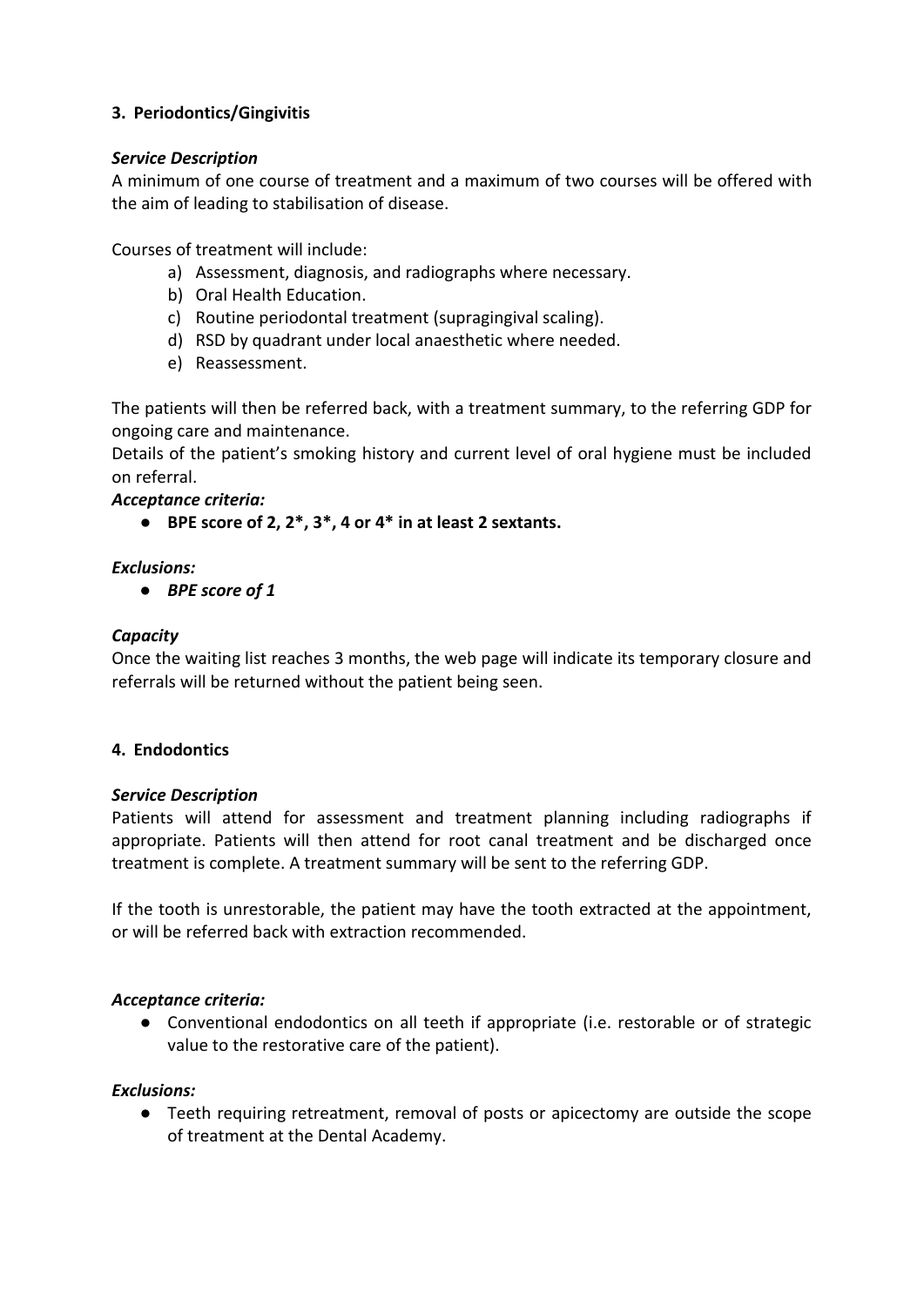### 3. Periodontics/Gingivitis

***Service Description***

A minimum of one course of treatment and a maximum of two courses will be offered with the aim of leading to stabilisation of disease.

Courses of treatment will include:

a) Assessment, diagnosis, and radiographs where necessary.
b) Oral Health Education.
c) Routine periodontal treatment (supragingival scaling).
d) RSD by quadrant under local anaesthetic where needed.
e) Reassessment.

The patients will then be referred back, with a treatment summary, to the referring GDP for ongoing care and maintenance.

Details of the patient's smoking history and current level of oral hygiene must be included on referral.

***Acceptance criteria:***

- **BPE score of 2, 2*, 3*, 4 or 4* in at least 2 sextants.**

***Exclusions:***

- ***BPE score of 1***

***Capacity***

Once the waiting list reaches 3 months, the web page will indicate its temporary closure and referrals will be returned without the patient being seen.

### 4. Endodontics

***Service Description***

Patients will attend for assessment and treatment planning including radiographs if appropriate. Patients will then attend for root canal treatment and be discharged once treatment is complete. A treatment summary will be sent to the referring GDP.

If the tooth is unrestorable, the patient may have the tooth extracted at the appointment, or will be referred back with extraction recommended.

***Acceptance criteria:***

- Conventional endodontics on all teeth if appropriate (i.e. restorable or of strategic value to the restorative care of the patient).

***Exclusions:***

- Teeth requiring retreatment, removal of posts or apicectomy are outside the scope of treatment at the Dental Academy.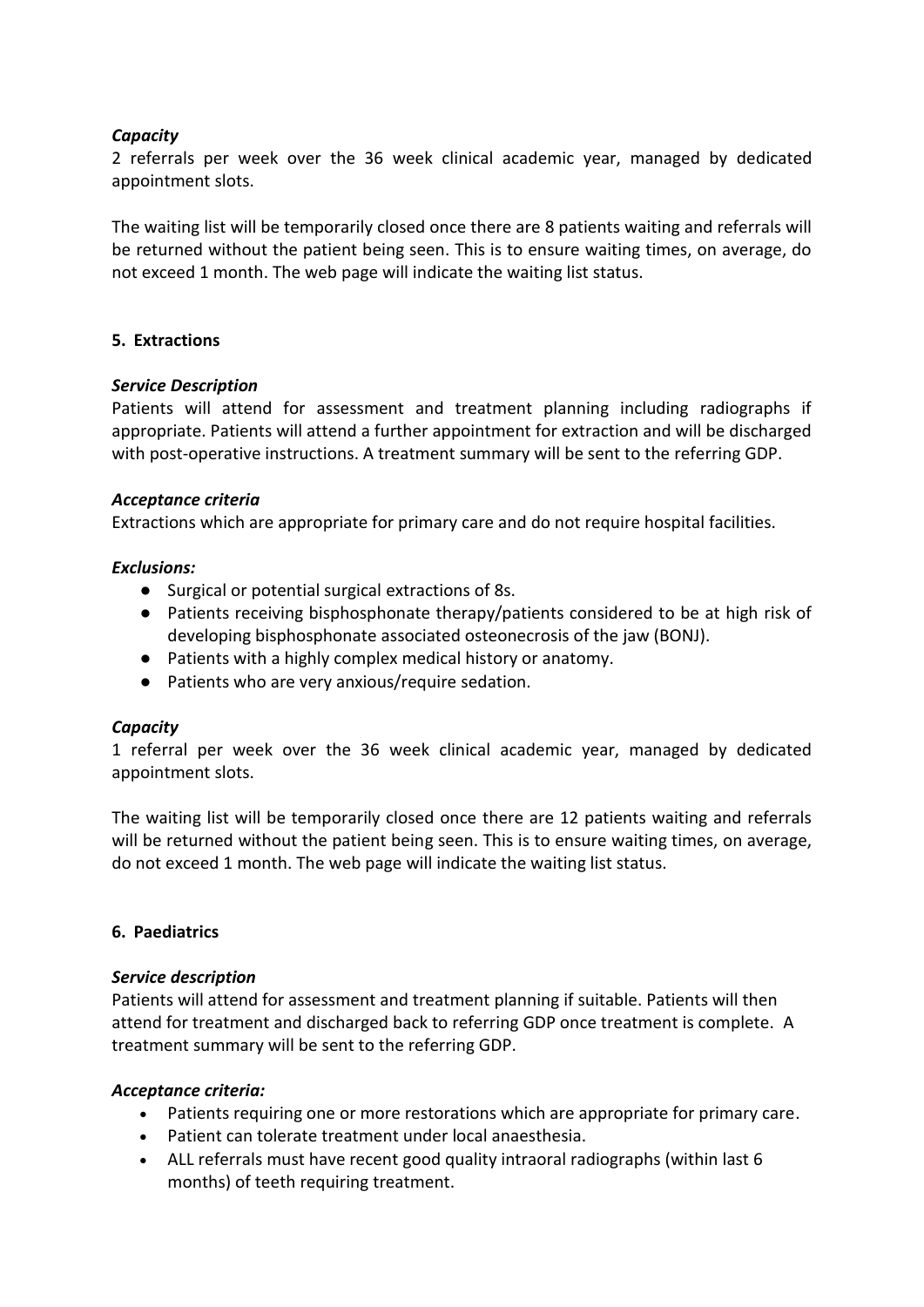***Capacity***

2 referrals per week over the 36 week clinical academic year, managed by dedicated appointment slots.

The waiting list will be temporarily closed once there are 8 patients waiting and referrals will be returned without the patient being seen. This is to ensure waiting times, on average, do not exceed 1 month. The web page will indicate the waiting list status.

## 5. Extractions

***Service Description***

Patients will attend for assessment and treatment planning including radiographs if appropriate. Patients will attend a further appointment for extraction and will be discharged with post-operative instructions. A treatment summary will be sent to the referring GDP.

***Acceptance criteria***

Extractions which are appropriate for primary care and do not require hospital facilities.

***Exclusions:***

- Surgical or potential surgical extractions of 8s.
- Patients receiving bisphosphonate therapy/patients considered to be at high risk of developing bisphosphonate associated osteonecrosis of the jaw (BONJ).
- Patients with a highly complex medical history or anatomy.
- Patients who are very anxious/require sedation.

***Capacity***

1 referral per week over the 36 week clinical academic year, managed by dedicated appointment slots.

The waiting list will be temporarily closed once there are 12 patients waiting and referrals will be returned without the patient being seen. This is to ensure waiting times, on average, do not exceed 1 month. The web page will indicate the waiting list status.

## 6. Paediatrics

***Service description***

Patients will attend for assessment and treatment planning if suitable. Patients will then attend for treatment and discharged back to referring GDP once treatment is complete. A treatment summary will be sent to the referring GDP.

***Acceptance criteria:***

- Patients requiring one or more restorations which are appropriate for primary care.
- Patient can tolerate treatment under local anaesthesia.
- ALL referrals must have recent good quality intraoral radiographs (within last 6 months) of teeth requiring treatment.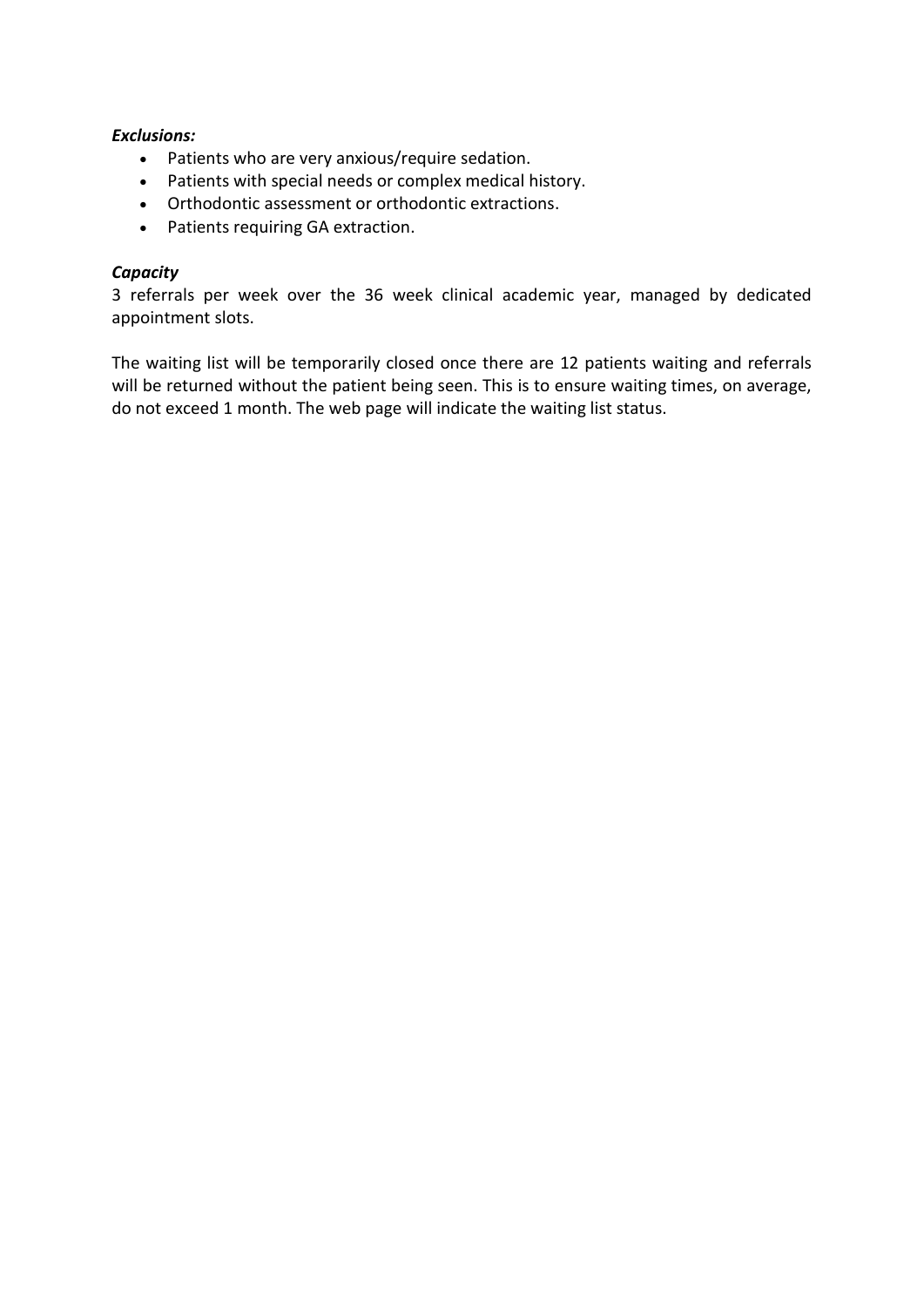***Exclusions:***

- Patients who are very anxious/require sedation.
- Patients with special needs or complex medical history.
- Orthodontic assessment or orthodontic extractions.
- Patients requiring GA extraction.

***Capacity***

3 referrals per week over the 36 week clinical academic year, managed by dedicated appointment slots.

The waiting list will be temporarily closed once there are 12 patients waiting and referrals will be returned without the patient being seen. This is to ensure waiting times, on average, do not exceed 1 month. The web page will indicate the waiting list status.